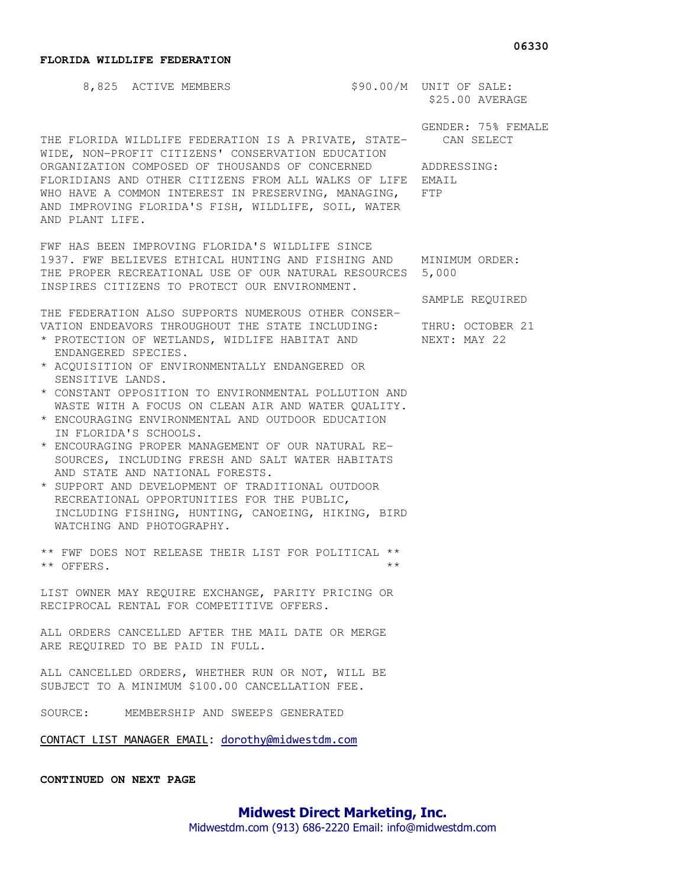06330

**FLORIDA WILDLIFE FEDERATION**

8,825 ACTIVE MEMBERS — $90.00/M

UNIT OF SALE: $25.00 AVERAGE

GENDER: 75% FEMALE
CAN SELECT

ADDRESSING:
EMAIL
FTP

MINIMUM ORDER: 5,000

SAMPLE REQUIRED

THRU: OCTOBER 21
NEXT: MAY 22

THE FLORIDA WILDLIFE FEDERATION IS A PRIVATE, STATE-WIDE, NON-PROFIT CITIZENS' CONSERVATION EDUCATION ORGANIZATION COMPOSED OF THOUSANDS OF CONCERNED FLORIDIANS AND OTHER CITIZENS FROM ALL WALKS OF LIFE WHO HAVE A COMMON INTEREST IN PRESERVING, MANAGING, AND IMPROVING FLORIDA'S FISH, WILDLIFE, SOIL, WATER AND PLANT LIFE.

FWF HAS BEEN IMPROVING FLORIDA'S WILDLIFE SINCE 1937. FWF BELIEVES ETHICAL HUNTING AND FISHING AND THE PROPER RECREATIONAL USE OF OUR NATURAL RESOURCES INSPIRES CITIZENS TO PROTECT OUR ENVIRONMENT.

THE FEDERATION ALSO SUPPORTS NUMEROUS OTHER CONSERVATION ENDEAVORS THROUGHOUT THE STATE INCLUDING:

* PROTECTION OF WETLANDS, WIDLIFE HABITAT AND ENDANGERED SPECIES.
* ACQUISITION OF ENVIRONMENTALLY ENDANGERED OR SENSITIVE LANDS.
* CONSTANT OPPOSITION TO ENVIRONMENTAL POLLUTION AND WASTE WITH A FOCUS ON CLEAN AIR AND WATER QUALITY.
* ENCOURAGING ENVIRONMENTAL AND OUTDOOR EDUCATION IN FLORIDA'S SCHOOLS.
* ENCOURAGING PROPER MANAGEMENT OF OUR NATURAL RESOURCES, INCLUDING FRESH AND SALT WATER HABITATS AND STATE AND NATIONAL FORESTS.
* SUPPORT AND DEVELOPMENT OF TRADITIONAL OUTDOOR RECREATIONAL OPPORTUNITIES FOR THE PUBLIC, INCLUDING FISHING, HUNTING, CANOEING, HIKING, BIRD WATCHING AND PHOTOGRAPHY.

** FWF DOES NOT RELEASE THEIR LIST FOR POLITICAL **
** OFFERS. **

LIST OWNER MAY REQUIRE EXCHANGE, PARITY PRICING OR RECIPROCAL RENTAL FOR COMPETITIVE OFFERS.

ALL ORDERS CANCELLED AFTER THE MAIL DATE OR MERGE ARE REQUIRED TO BE PAID IN FULL.

ALL CANCELLED ORDERS, WHETHER RUN OR NOT, WILL BE SUBJECT TO A MINIMUM $100.00 CANCELLATION FEE.

SOURCE: MEMBERSHIP AND SWEEPS GENERATED

CONTACT LIST MANAGER EMAIL: dorothy@midwestdm.com

**CONTINUED ON NEXT PAGE**

**Midwest Direct Marketing, Inc.**
Midwestdm.com (913) 686-2220 Email: info@midwestdm.com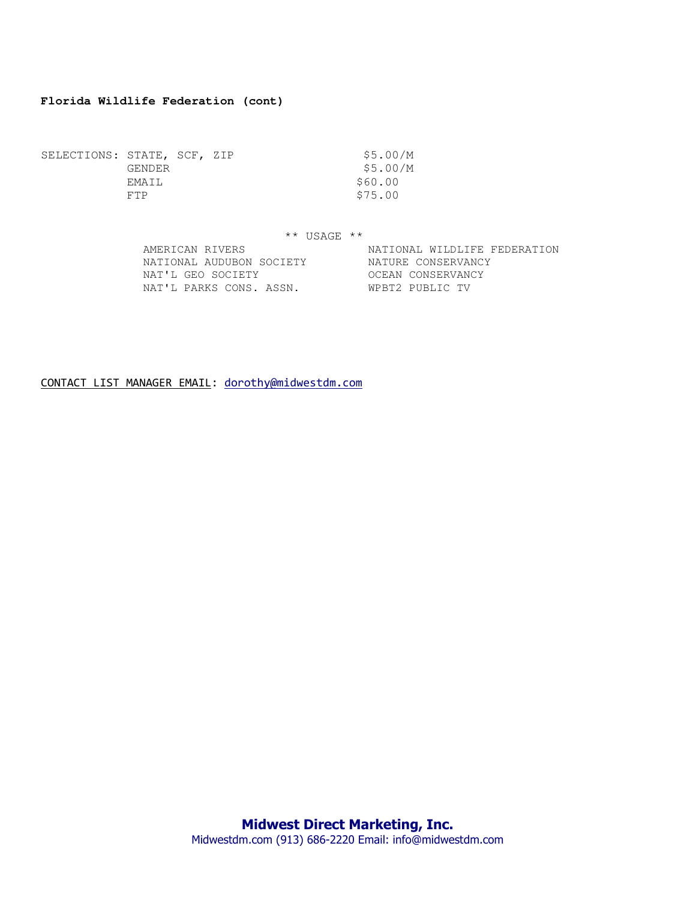**Florida Wildlife Federation (cont)**

| | | |
|---|---|---|
| SELECTIONS: | STATE, SCF, ZIP | $5.00/M |
| | GENDER | $5.00/M |
| | EMAIL | $60.00 |
| | FTP | $75.00 |

** USAGE **

| | |
|---|---|
| AMERICAN RIVERS | NATIONAL WILDLIFE FEDERATION |
| NATIONAL AUDUBON SOCIETY | NATURE CONSERVANCY |
| NAT'L GEO SOCIETY | OCEAN CONSERVANCY |
| NAT'L PARKS CONS. ASSN. | WPBT2 PUBLIC TV |

CONTACT LIST MANAGER EMAIL: dorothy@midwestdm.com

**Midwest Direct Marketing, Inc.**
Midwestdm.com (913) 686-2220 Email: info@midwestdm.com